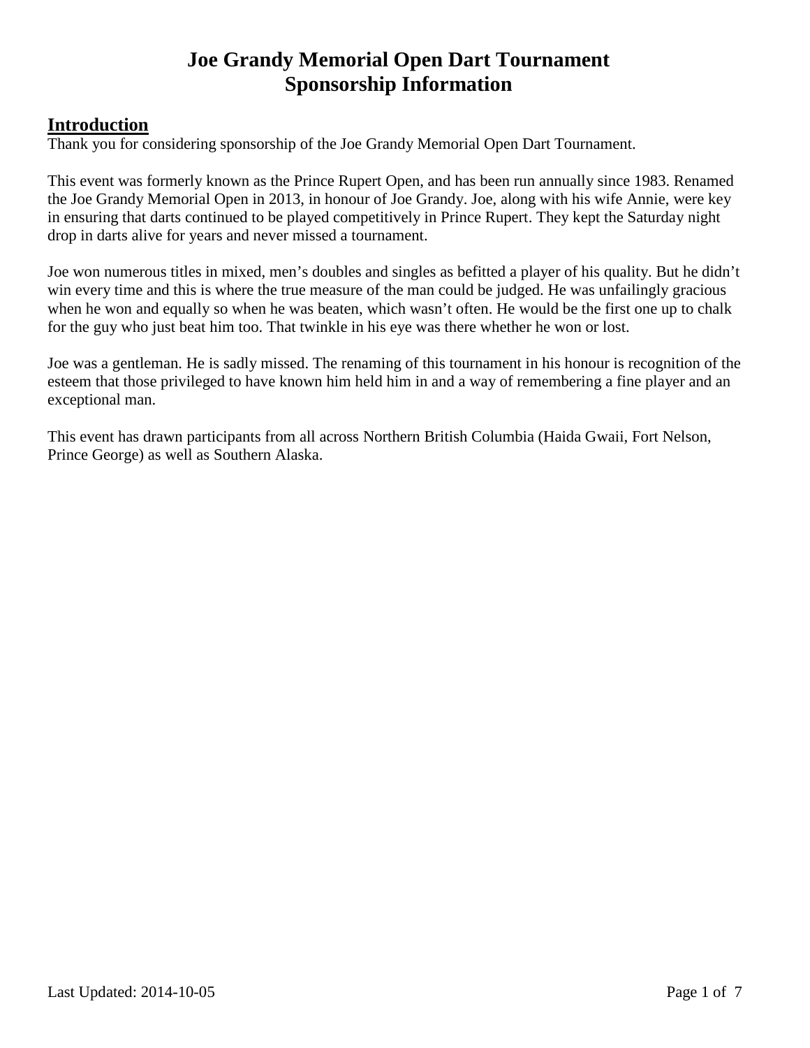# Joe Grandy Memorial Open Dart Tournament
# Sponsorship Information

## Introduction

Thank you for considering sponsorship of the Joe Grandy Memorial Open Dart Tournament.

This event was formerly known as the Prince Rupert Open, and has been run annually since 1983. Renamed the Joe Grandy Memorial Open in 2013, in honour of Joe Grandy. Joe, along with his wife Annie, were key in ensuring that darts continued to be played competitively in Prince Rupert. They kept the Saturday night drop in darts alive for years and never missed a tournament.

Joe won numerous titles in mixed, men's doubles and singles as befitted a player of his quality. But he didn't win every time and this is where the true measure of the man could be judged. He was unfailingly gracious when he won and equally so when he was beaten, which wasn't often. He would be the first one up to chalk for the guy who just beat him too. That twinkle in his eye was there whether he won or lost.

Joe was a gentleman. He is sadly missed. The renaming of this tournament in his honour is recognition of the esteem that those privileged to have known him held him in and a way of remembering a fine player and an exceptional man.

This event has drawn participants from all across Northern British Columbia (Haida Gwaii, Fort Nelson, Prince George) as well as Southern Alaska.

Last Updated: 2014-10-05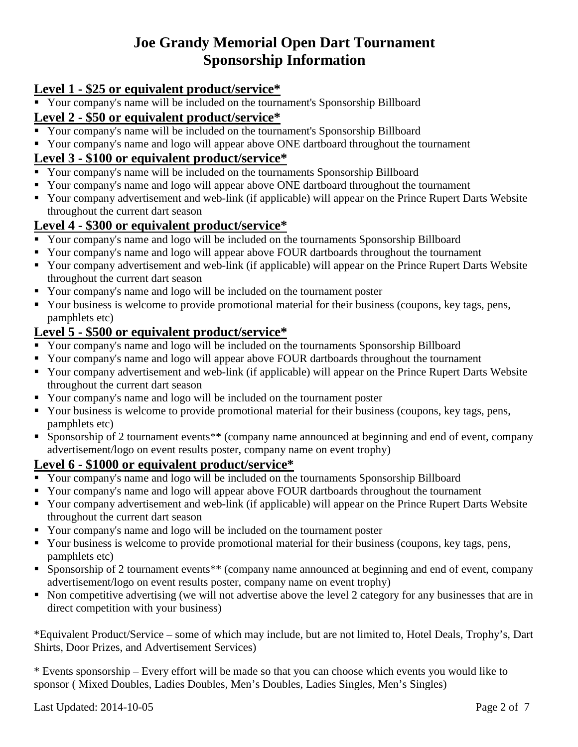# Joe Grandy Memorial Open Dart Tournament
# Sponsorship Information

## Level 1 - $25 or equivalent product/service*

- Your company's name will be included on the tournament's Sponsorship Billboard

## Level 2 - $50 or equivalent product/service*

- Your company's name will be included on the tournament's Sponsorship Billboard
- Your company's name and logo will appear above ONE dartboard throughout the tournament

## Level 3 - $100 or equivalent product/service*

- Your company's name will be included on the tournaments Sponsorship Billboard
- Your company's name and logo will appear above ONE dartboard throughout the tournament
- Your company advertisement and web-link (if applicable) will appear on the Prince Rupert Darts Website throughout the current dart season

## Level 4 - $300 or equivalent product/service*

- Your company's name and logo will be included on the tournaments Sponsorship Billboard
- Your company's name and logo will appear above FOUR dartboards throughout the tournament
- Your company advertisement and web-link (if applicable) will appear on the Prince Rupert Darts Website throughout the current dart season
- Your company's name and logo will be included on the tournament poster
- Your business is welcome to provide promotional material for their business (coupons, key tags, pens, pamphlets etc)

## Level 5 - $500 or equivalent product/service*

- Your company's name and logo will be included on the tournaments Sponsorship Billboard
- Your company's name and logo will appear above FOUR dartboards throughout the tournament
- Your company advertisement and web-link (if applicable) will appear on the Prince Rupert Darts Website throughout the current dart season
- Your company's name and logo will be included on the tournament poster
- Your business is welcome to provide promotional material for their business (coupons, key tags, pens, pamphlets etc)
- Sponsorship of 2 tournament events** (company name announced at beginning and end of event, company advertisement/logo on event results poster, company name on event trophy)

## Level 6 - $1000 or equivalent product/service*

- Your company's name and logo will be included on the tournaments Sponsorship Billboard
- Your company's name and logo will appear above FOUR dartboards throughout the tournament
- Your company advertisement and web-link (if applicable) will appear on the Prince Rupert Darts Website throughout the current dart season
- Your company's name and logo will be included on the tournament poster
- Your business is welcome to provide promotional material for their business (coupons, key tags, pens, pamphlets etc)
- Sponsorship of 2 tournament events** (company name announced at beginning and end of event, company advertisement/logo on event results poster, company name on event trophy)
- Non competitive advertising (we will not advertise above the level 2 category for any businesses that are in direct competition with your business)

*Equivalent Product/Service – some of which may include, but are not limited to, Hotel Deals, Trophy's, Dart Shirts, Door Prizes, and Advertisement Services)

* Events sponsorship – Every effort will be made so that you can choose which events you would like to sponsor ( Mixed Doubles, Ladies Doubles, Men's Doubles, Ladies Singles, Men's Singles)

Last Updated: 2014-10-05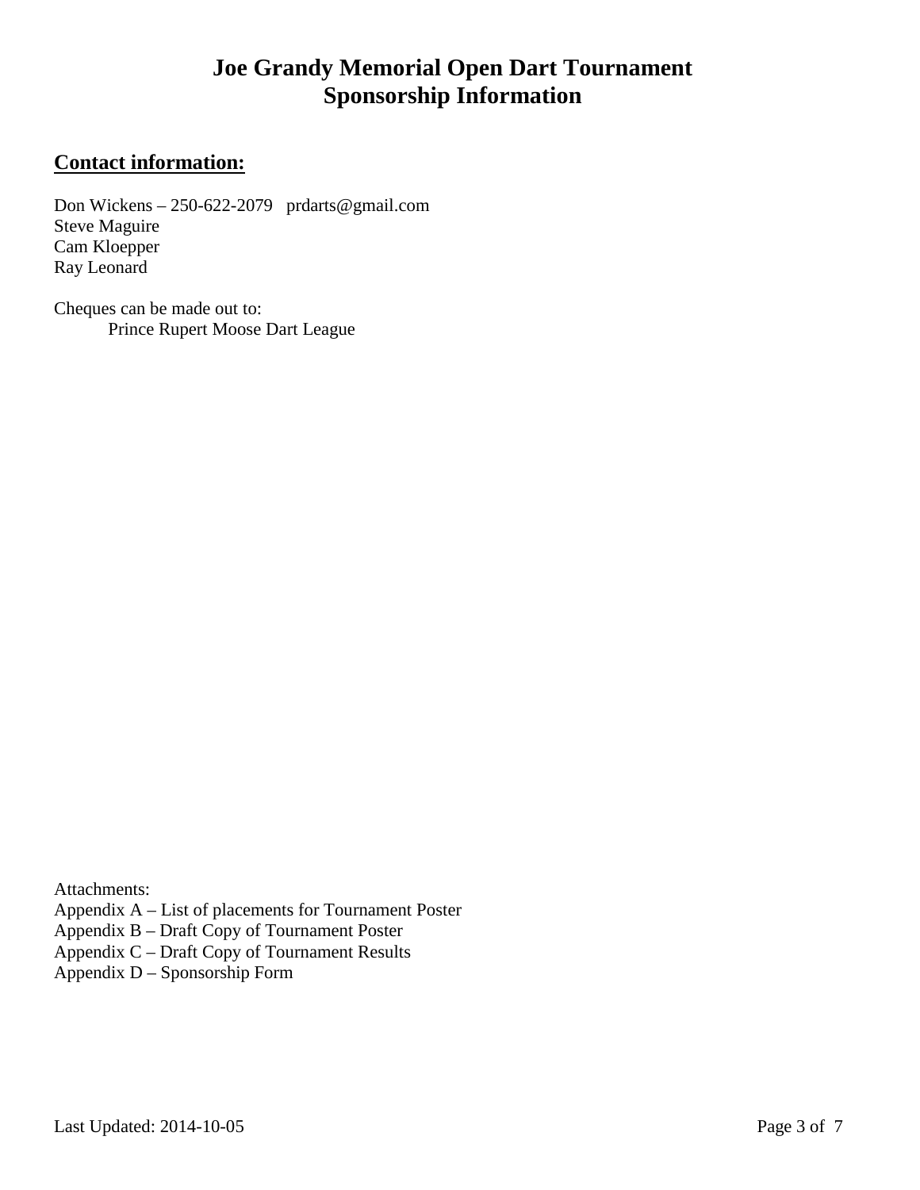# Joe Grandy Memorial Open Dart Tournament
# Sponsorship Information

## Contact information:

Don Wickens – 250-622-2079   prdarts@gmail.com
Steve Maguire
Cam Kloepper
Ray Leonard

Cheques can be made out to:
    Prince Rupert Moose Dart League

Attachments:
Appendix A – List of placements for Tournament Poster
Appendix B – Draft Copy of Tournament Poster
Appendix C – Draft Copy of Tournament Results
Appendix D – Sponsorship Form

Last Updated: 2014-10-05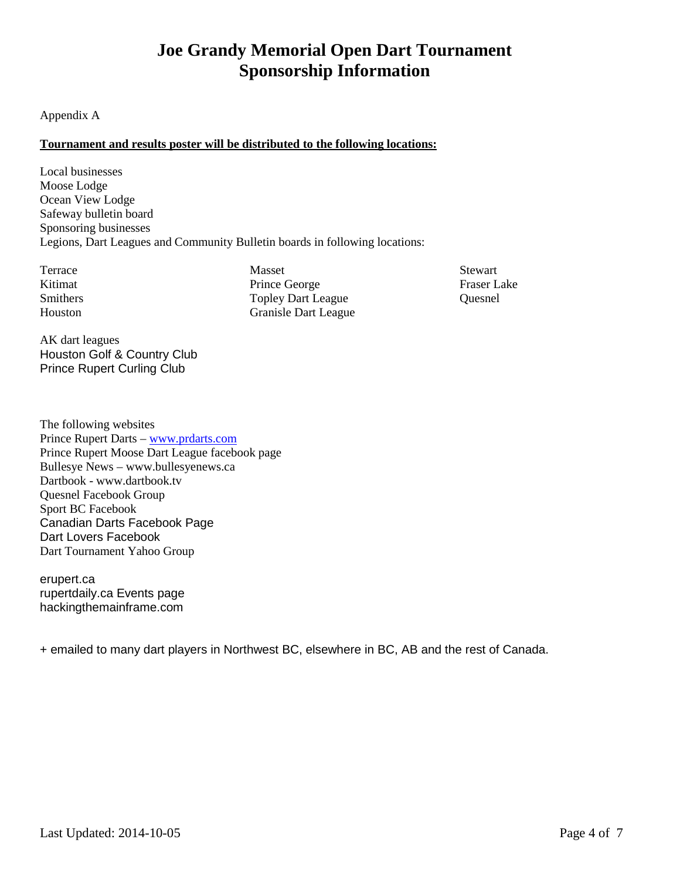# Joe Grandy Memorial Open Dart Tournament
# Sponsorship Information

Appendix A

**Tournament and results poster will be distributed to the following locations:**

Local businesses
Moose Lodge
Ocean View Lodge
Safeway bulletin board
Sponsoring businesses
Legions, Dart Leagues and Community Bulletin boards in following locations:

Terrace
Kitimat
Smithers
Houston
Masset
Prince George
Topley Dart League
Granisle Dart League
Stewart
Fraser Lake
Quesnel

AK dart leagues
Houston Golf & Country Club
Prince Rupert Curling Club

The following websites
Prince Rupert Darts – www.prdarts.com
Prince Rupert Moose Dart League facebook page
Bullesye News – www.bullesyenews.ca
Dartbook - www.dartbook.tv
Quesnel Facebook Group
Sport BC Facebook
Canadian Darts Facebook Page
Dart Lovers Facebook
Dart Tournament Yahoo Group

erupert.ca
rupertdaily.ca Events page
hackingthemainframe.com

+ emailed to many dart players in Northwest BC, elsewhere in BC, AB and the rest of Canada.

Last Updated: 2014-10-05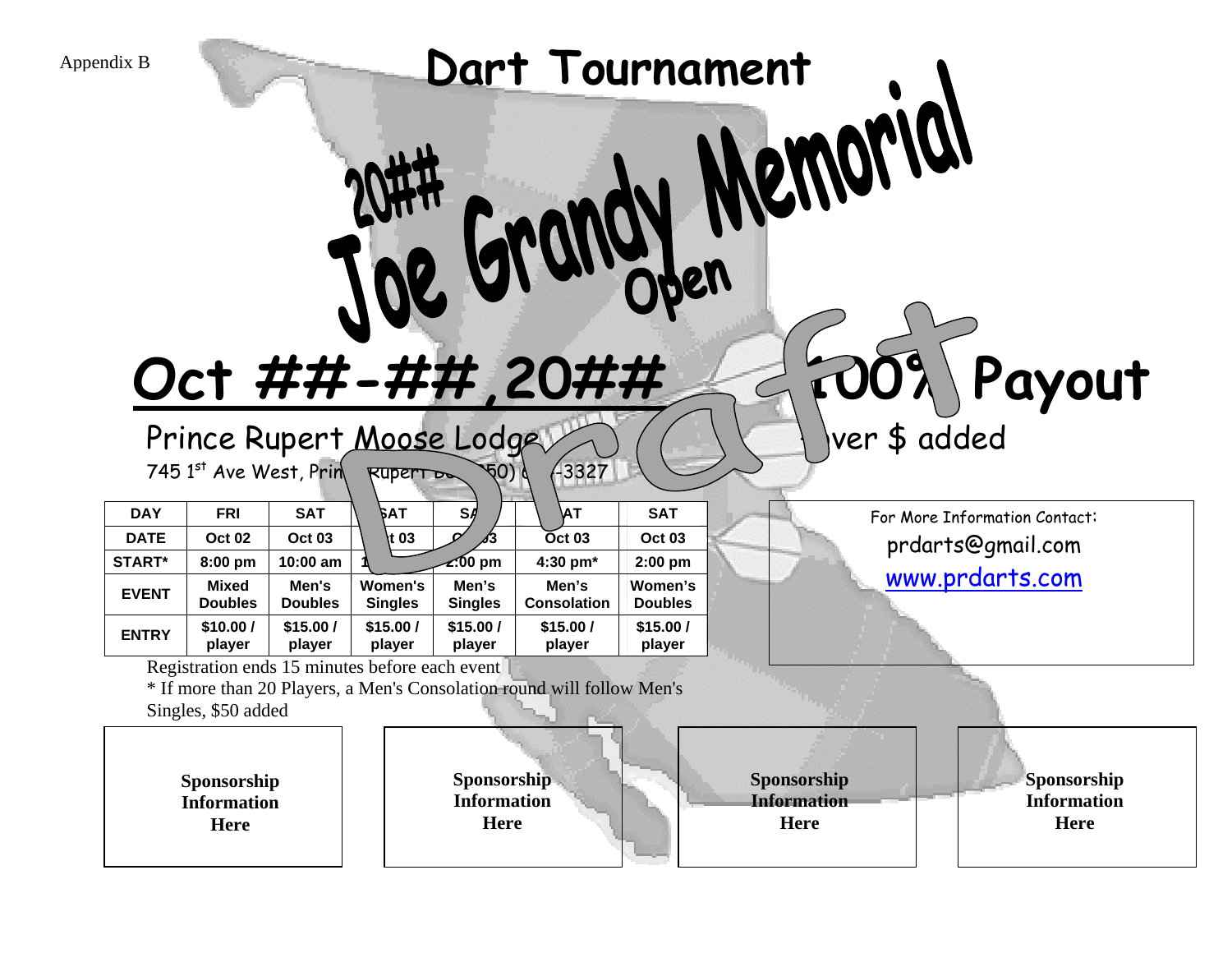Appendix B

# Dart Tournament

# 20## Joe Grandy Memorial Open

## Oct ##-##,20##

## 100% Payout

Prince Rupert Moose Lodge

745 1st Ave West, Prince Rupert BC (250) 6?-3327

Silver $ added

Draft

| DAY | FRI | SAT | SAT | SAT | SAT | SAT |
|---|---|---|---|---|---|---|
| DATE | Oct 02 | Oct 03 | Oct 03 | Oct 03 | Oct 03 | Oct 03 |
| START* | 8:00 pm | 10:00 am | 1 | 2:00 pm | 4:30 pm* | 2:00 pm |
| EVENT | Mixed Doubles | Men's Doubles | Women's Singles | Men's Singles | Men's Consolation | Women's Doubles |
| ENTRY | $10.00 / player | $15.00 / player | $15.00 / player | $15.00 / player | $15.00 / player | $15.00 / player |

Registration ends 15 minutes before each event

* If more than 20 Players, a Men's Consolation round will follow Men's Singles, $50 added

For More Information Contact:

prdarts@gmail.com

www.prdarts.com

**Sponsorship Information Here**

**Sponsorship Information Here**

**Sponsorship Information Here**

**Sponsorship Information Here**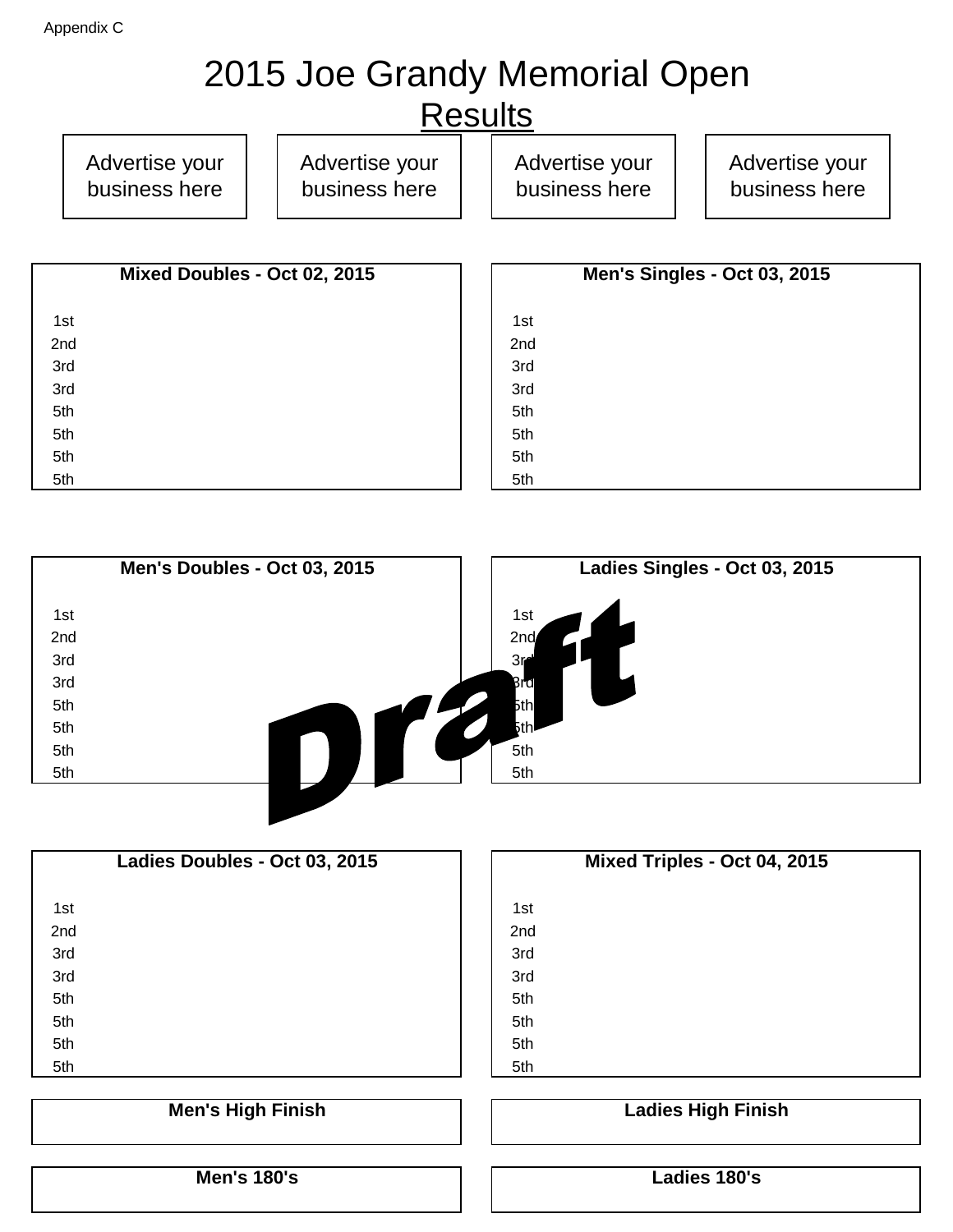Appendix C

# 2015 Joe Grandy Memorial Open

## Results

Advertise your business here | Advertise your business here | Advertise your business here | Advertise your business here

**Mixed Doubles - Oct 02, 2015**

| Place | |
|---|---|
| 1st | |
| 2nd | |
| 3rd | |
| 3rd | |
| 5th | |
| 5th | |
| 5th | |
| 5th | |

**Men's Singles - Oct 03, 2015**

| Place | |
|---|---|
| 1st | |
| 2nd | |
| 3rd | |
| 3rd | |
| 5th | |
| 5th | |
| 5th | |
| 5th | |

**Men's Doubles - Oct 03, 2015**

| Place | |
|---|---|
| 1st | |
| 2nd | |
| 3rd | |
| 3rd | |
| 5th | |
| 5th | |
| 5th | |
| 5th | |

**Ladies Singles - Oct 03, 2015**

| Place | |
|---|---|
| 1st | |
| 2nd | |
| 3rd | |
| 3rd | |
| 5th | |
| 5th | |
| 5th | |
| 5th | |

Draft

**Ladies Doubles - Oct 03, 2015**

| Place | |
|---|---|
| 1st | |
| 2nd | |
| 3rd | |
| 3rd | |
| 5th | |
| 5th | |
| 5th | |
| 5th | |

**Mixed Triples - Oct 04, 2015**

| Place | |
|---|---|
| 1st | |
| 2nd | |
| 3rd | |
| 3rd | |
| 5th | |
| 5th | |
| 5th | |
| 5th | |

**Men's High Finish**

**Ladies High Finish**

**Men's 180's**

**Ladies 180's**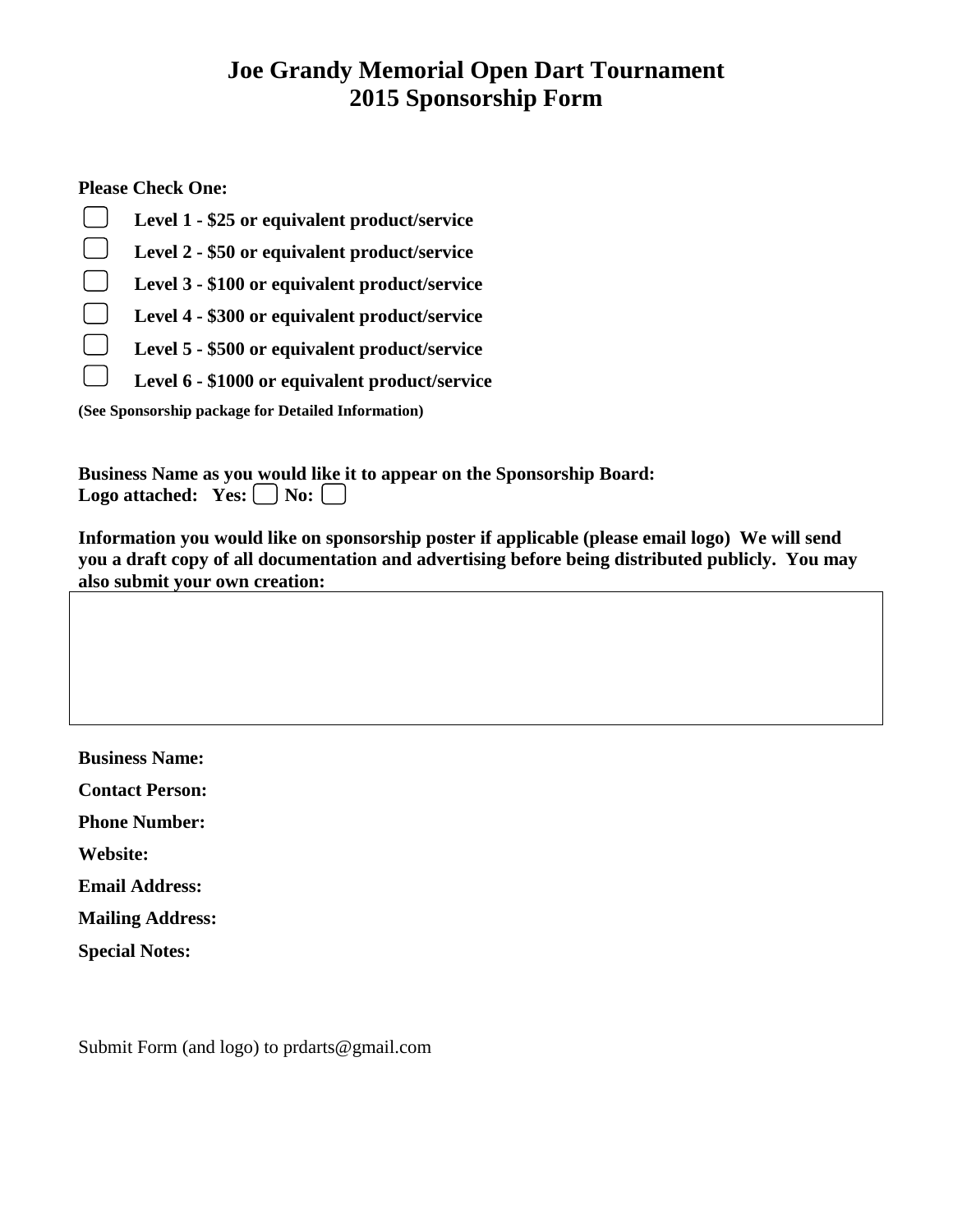# Joe Grandy Memorial Open Dart Tournament
# 2015 Sponsorship Form

**Please Check One:**

- ☐ **Level 1 - $25 or equivalent product/service**
- ☐ **Level 2 - $50 or equivalent product/service**
- ☐ **Level 3 - $100 or equivalent product/service**
- ☐ **Level 4 - $300 or equivalent product/service**
- ☐ **Level 5 - $500 or equivalent product/service**
- ☐ **Level 6 - $1000 or equivalent product/service**

**(See Sponsorship package for Detailed Information)**

**Business Name as you would like it to appear on the Sponsorship Board:**
**Logo attached: Yes: ☐ No: ☐**

**Information you would like on sponsorship poster if applicable (please email logo) We will send you a draft copy of all documentation and advertising before being distributed publicly. You may also submit your own creation:**

**Business Name:**

**Contact Person:**

**Phone Number:**

**Website:**

**Email Address:**

**Mailing Address:**

**Special Notes:**

Submit Form (and logo) to prdarts@gmail.com